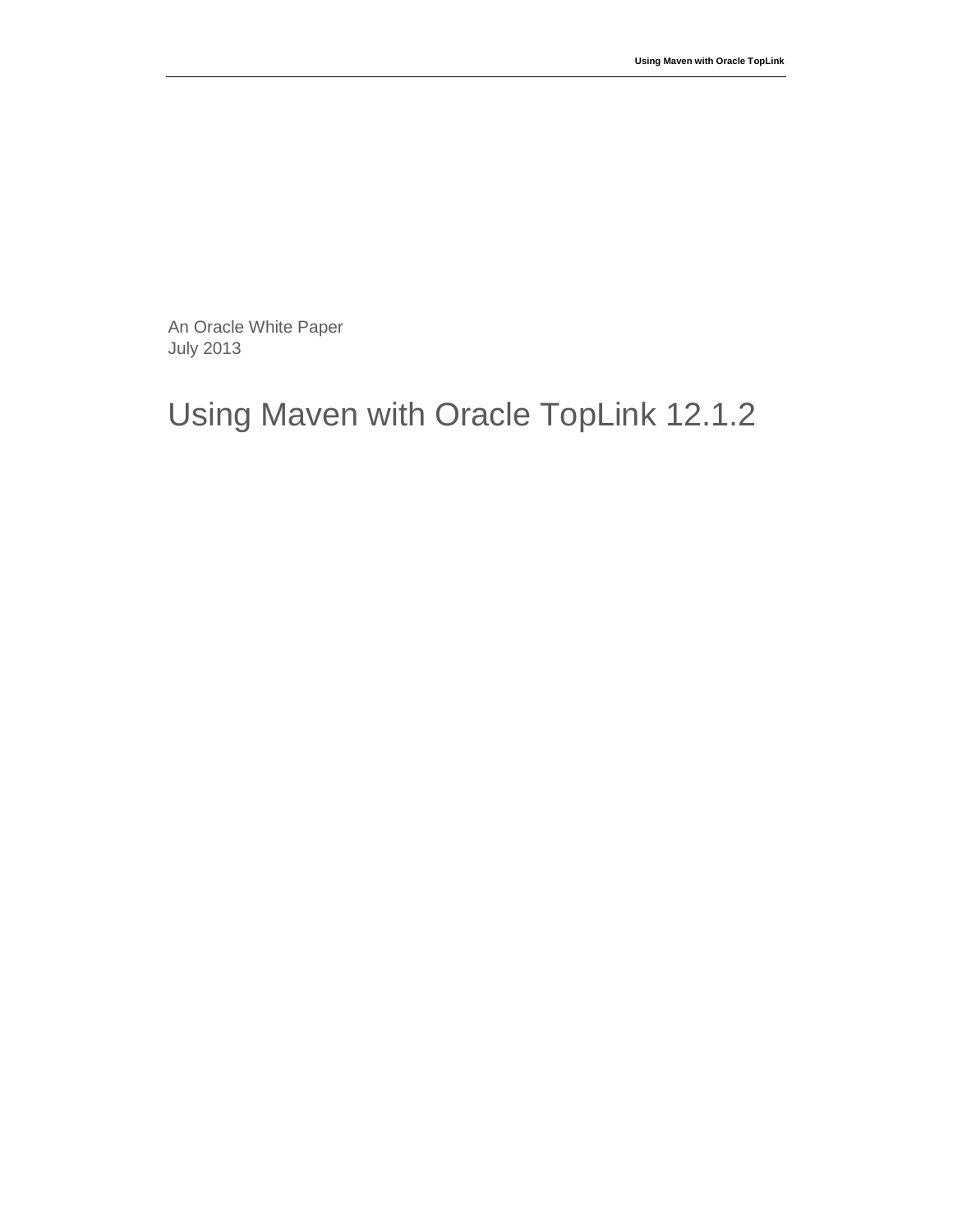An Oracle White Paper
July 2013

# Using Maven with Oracle TopLink 12.1.2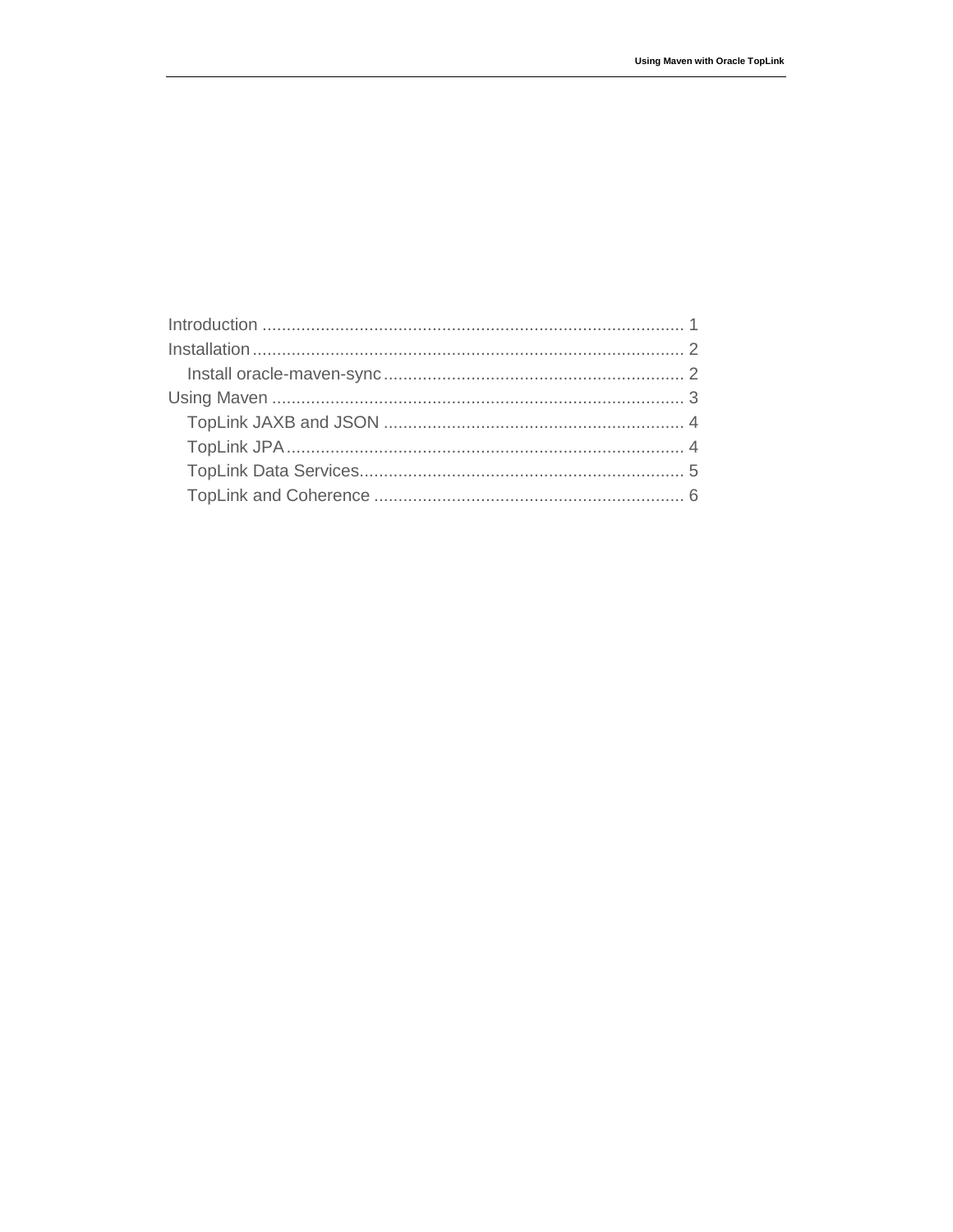Introduction ........................................................................................ 1
Installation........................................................................................... 2
&nbsp;&nbsp;&nbsp;&nbsp;Install oracle-maven-sync .............................................................. 2
Using Maven ......................................................................................... 3
&nbsp;&nbsp;&nbsp;&nbsp;TopLink JAXB and JSON ............................................................... 4
&nbsp;&nbsp;&nbsp;&nbsp;TopLink JPA..................................................................................... 4
&nbsp;&nbsp;&nbsp;&nbsp;TopLink Data Services..................................................................... 5
&nbsp;&nbsp;&nbsp;&nbsp;TopLink and Coherence .................................................................. 6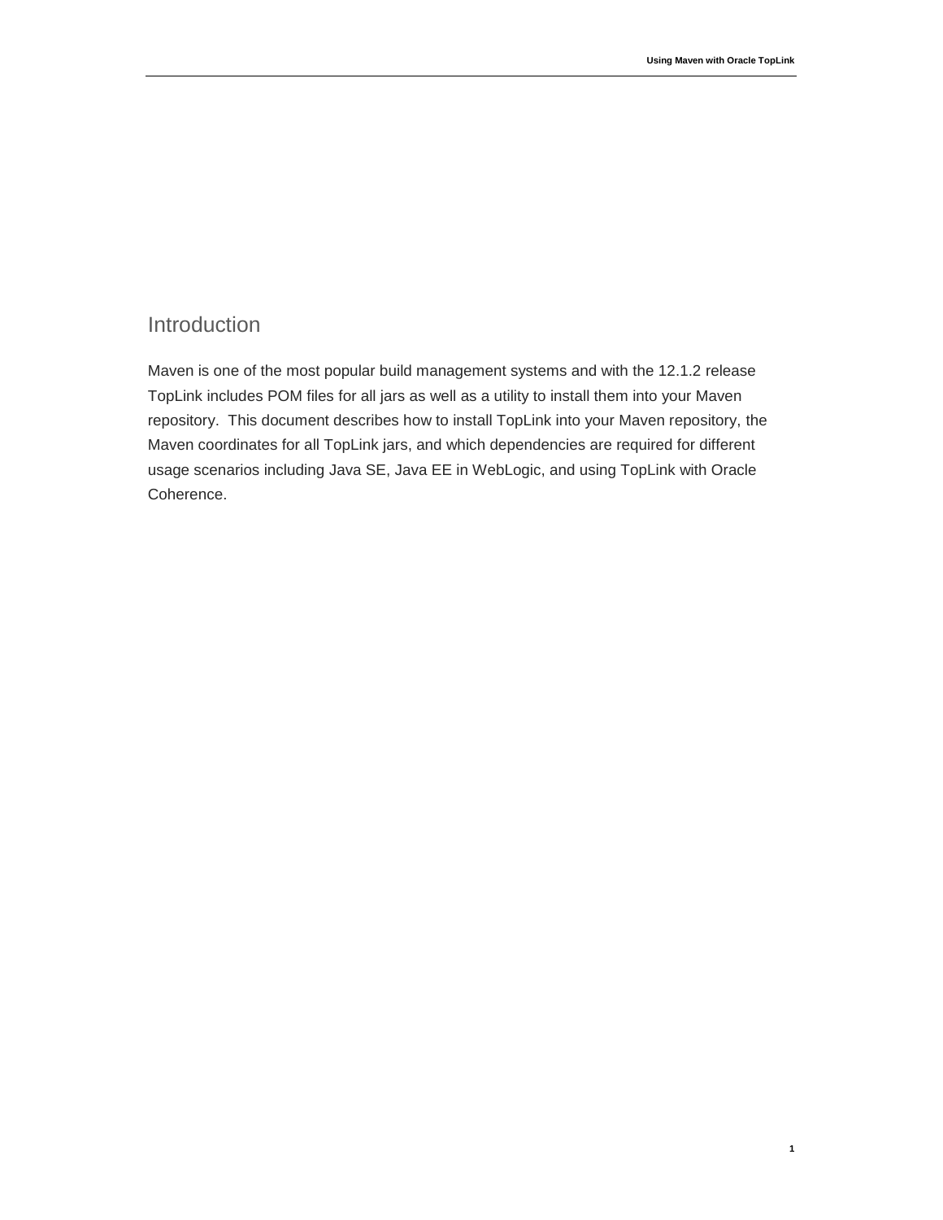## Introduction

Maven is one of the most popular build management systems and with the 12.1.2 release TopLink includes POM files for all jars as well as a utility to install them into your Maven repository. This document describes how to install TopLink into your Maven repository, the Maven coordinates for all TopLink jars, and which dependencies are required for different usage scenarios including Java SE, Java EE in WebLogic, and using TopLink with Oracle Coherence.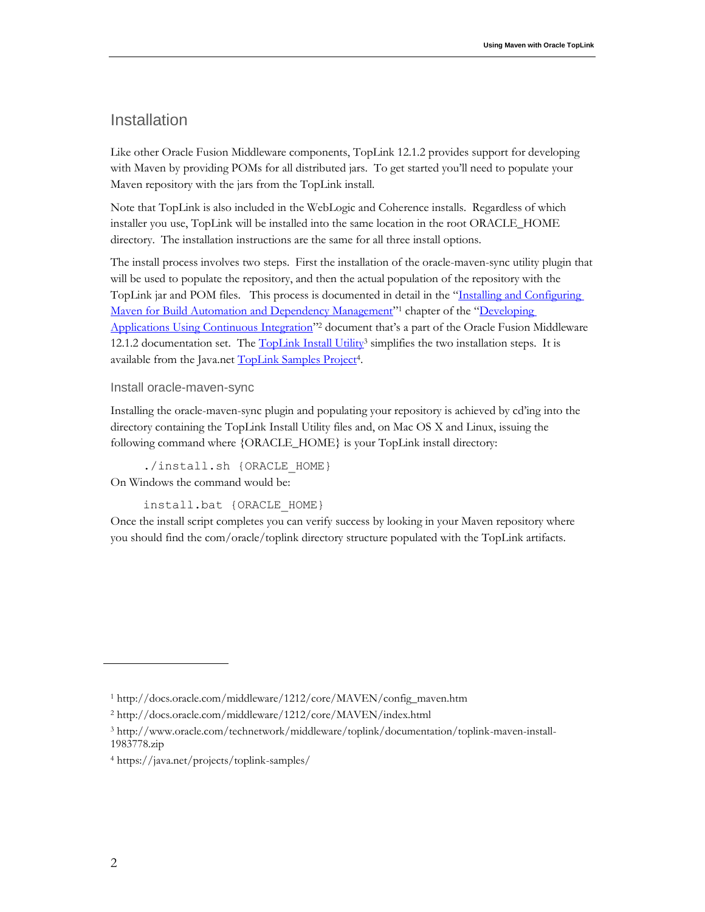## Installation

Like other Oracle Fusion Middleware components, TopLink 12.1.2 provides support for developing with Maven by providing POMs for all distributed jars. To get started you'll need to populate your Maven repository with the jars from the TopLink install.

Note that TopLink is also included in the WebLogic and Coherence installs. Regardless of which installer you use, TopLink will be installed into the same location in the root ORACLE_HOME directory. The installation instructions are the same for all three install options.

The install process involves two steps. First the installation of the oracle-maven-sync utility plugin that will be used to populate the repository, and then the actual population of the repository with the TopLink jar and POM files. This process is documented in detail in the "Installing and Configuring Maven for Build Automation and Dependency Management"[1] chapter of the "Developing Applications Using Continuous Integration"[2] document that's a part of the Oracle Fusion Middleware 12.1.2 documentation set. The TopLink Install Utility[3] simplifies the two installation steps. It is available from the Java.net TopLink Samples Project[4].

### Install oracle-maven-sync

Installing the oracle-maven-sync plugin and populating your repository is achieved by cd'ing into the directory containing the TopLink Install Utility files and, on Mac OS X and Linux, issuing the following command where {ORACLE_HOME} is your TopLink install directory:

```
./install.sh {ORACLE_HOME}
```

On Windows the command would be:

```
install.bat {ORACLE_HOME}
```

Once the install script completes you can verify success by looking in your Maven repository where you should find the com/oracle/toplink directory structure populated with the TopLink artifacts.

---

[1] http://docs.oracle.com/middleware/1212/core/MAVEN/config_maven.htm

[2] http://docs.oracle.com/middleware/1212/core/MAVEN/index.html

[3] http://www.oracle.com/technetwork/middleware/toplink/documentation/toplink-maven-install-1983778.zip

[4] https://java.net/projects/toplink-samples/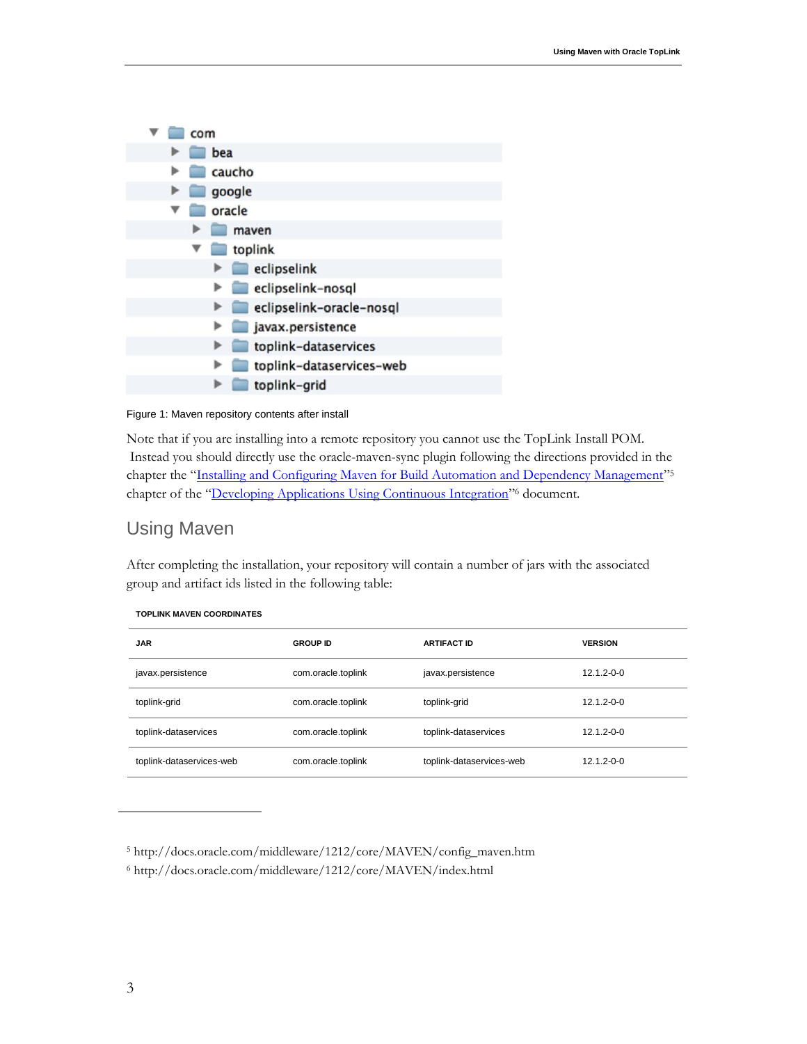Figure 1: Maven repository contents after install

Note that if you are installing into a remote repository you cannot use the TopLink Install POM. Instead you should directly use the oracle-maven-sync plugin following the directions provided in the chapter the "Installing and Configuring Maven for Build Automation and Dependency Management"[5] chapter of the "Developing Applications Using Continuous Integration"[6] document.

## Using Maven

After completing the installation, your repository will contain a number of jars with the associated group and artifact ids listed in the following table:

**TOPLINK MAVEN COORDINATES**

| JAR | GROUP ID | ARTIFACT ID | VERSION |
|---|---|---|---|
| javax.persistence | com.oracle.toplink | javax.persistence | 12.1.2-0-0 |
| toplink-grid | com.oracle.toplink | toplink-grid | 12.1.2-0-0 |
| toplink-dataservices | com.oracle.toplink | toplink-dataservices | 12.1.2-0-0 |
| toplink-dataservices-web | com.oracle.toplink | toplink-dataservices-web | 12.1.2-0-0 |

[5] http://docs.oracle.com/middleware/1212/core/MAVEN/config_maven.htm

[6] http://docs.oracle.com/middleware/1212/core/MAVEN/index.html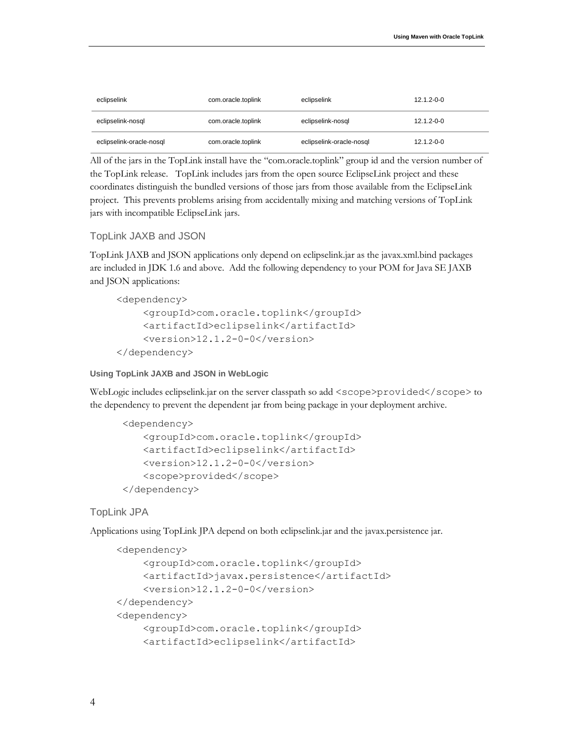| | | | |
|---|---|---|---|
| eclipselink | com.oracle.toplink | eclipselink | 12.1.2-0-0 |
| eclipselink-nosql | com.oracle.toplink | eclipselink-nosql | 12.1.2-0-0 |
| eclipselink-oracle-nosql | com.oracle.toplink | eclipselink-oracle-nosql | 12.1.2-0-0 |

All of the jars in the TopLink install have the "com.oracle.toplink" group id and the version number of the TopLink release. TopLink includes jars from the open source EclipseLink project and these coordinates distinguish the bundled versions of those jars from those available from the EclipseLink project. This prevents problems arising from accidentally mixing and matching versions of TopLink jars with incompatible EclipseLink jars.

## TopLink JAXB and JSON

TopLink JAXB and JSON applications only depend on eclipselink.jar as the javax.xml.bind packages are included in JDK 1.6 and above. Add the following dependency to your POM for Java SE JAXB and JSON applications:

```
<dependency>
    <groupId>com.oracle.toplink</groupId>
    <artifactId>eclipselink</artifactId>
    <version>12.1.2-0-0</version>
</dependency>
```

### Using TopLink JAXB and JSON in WebLogic

WebLogic includes eclipselink.jar on the server classpath so add `<scope>provided</scope>` to the dependency to prevent the dependent jar from being package in your deployment archive.

```
<dependency>
    <groupId>com.oracle.toplink</groupId>
    <artifactId>eclipselink</artifactId>
    <version>12.1.2-0-0</version>
    <scope>provided</scope>
</dependency>
```

## TopLink JPA

Applications using TopLink JPA depend on both eclipselink.jar and the javax.persistence jar.

```
<dependency>
    <groupId>com.oracle.toplink</groupId>
    <artifactId>javax.persistence</artifactId>
    <version>12.1.2-0-0</version>
</dependency>
<dependency>
    <groupId>com.oracle.toplink</groupId>
    <artifactId>eclipselink</artifactId>
```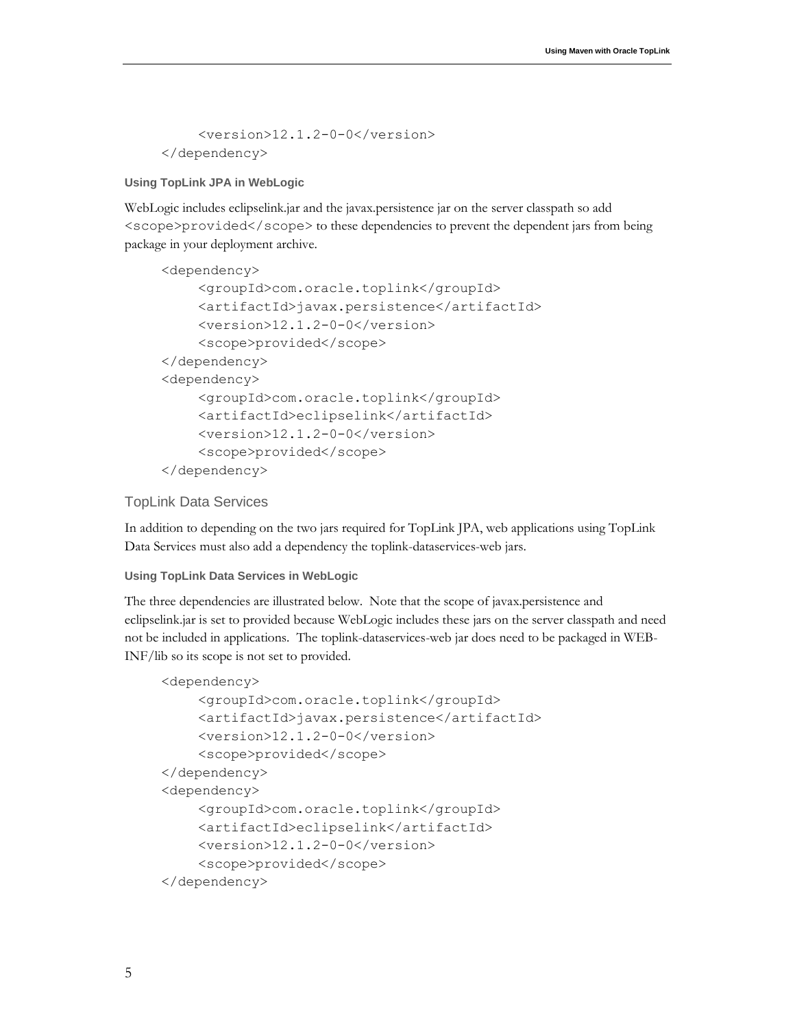```
        <version>12.1.2-0-0</version>
    </dependency>
```

#### Using TopLink JPA in WebLogic

WebLogic includes eclipselink.jar and the javax.persistence jar on the server classpath so add `<scope>provided</scope>` to these dependencies to prevent the dependent jars from being package in your deployment archive.

```
<dependency>
    <groupId>com.oracle.toplink</groupId>
    <artifactId>javax.persistence</artifactId>
    <version>12.1.2-0-0</version>
    <scope>provided</scope>
</dependency>
<dependency>
    <groupId>com.oracle.toplink</groupId>
    <artifactId>eclipselink</artifactId>
    <version>12.1.2-0-0</version>
    <scope>provided</scope>
</dependency>
```

### TopLink Data Services

In addition to depending on the two jars required for TopLink JPA, web applications using TopLink Data Services must also add a dependency the toplink-dataservices-web jars.

#### Using TopLink Data Services in WebLogic

The three dependencies are illustrated below. Note that the scope of javax.persistence and eclipselink.jar is set to provided because WebLogic includes these jars on the server classpath and need not be included in applications. The toplink-dataservices-web jar does need to be packaged in WEB-INF/lib so its scope is not set to provided.

```
<dependency>
    <groupId>com.oracle.toplink</groupId>
    <artifactId>javax.persistence</artifactId>
    <version>12.1.2-0-0</version>
    <scope>provided</scope>
</dependency>
<dependency>
    <groupId>com.oracle.toplink</groupId>
    <artifactId>eclipselink</artifactId>
    <version>12.1.2-0-0</version>
    <scope>provided</scope>
</dependency>
```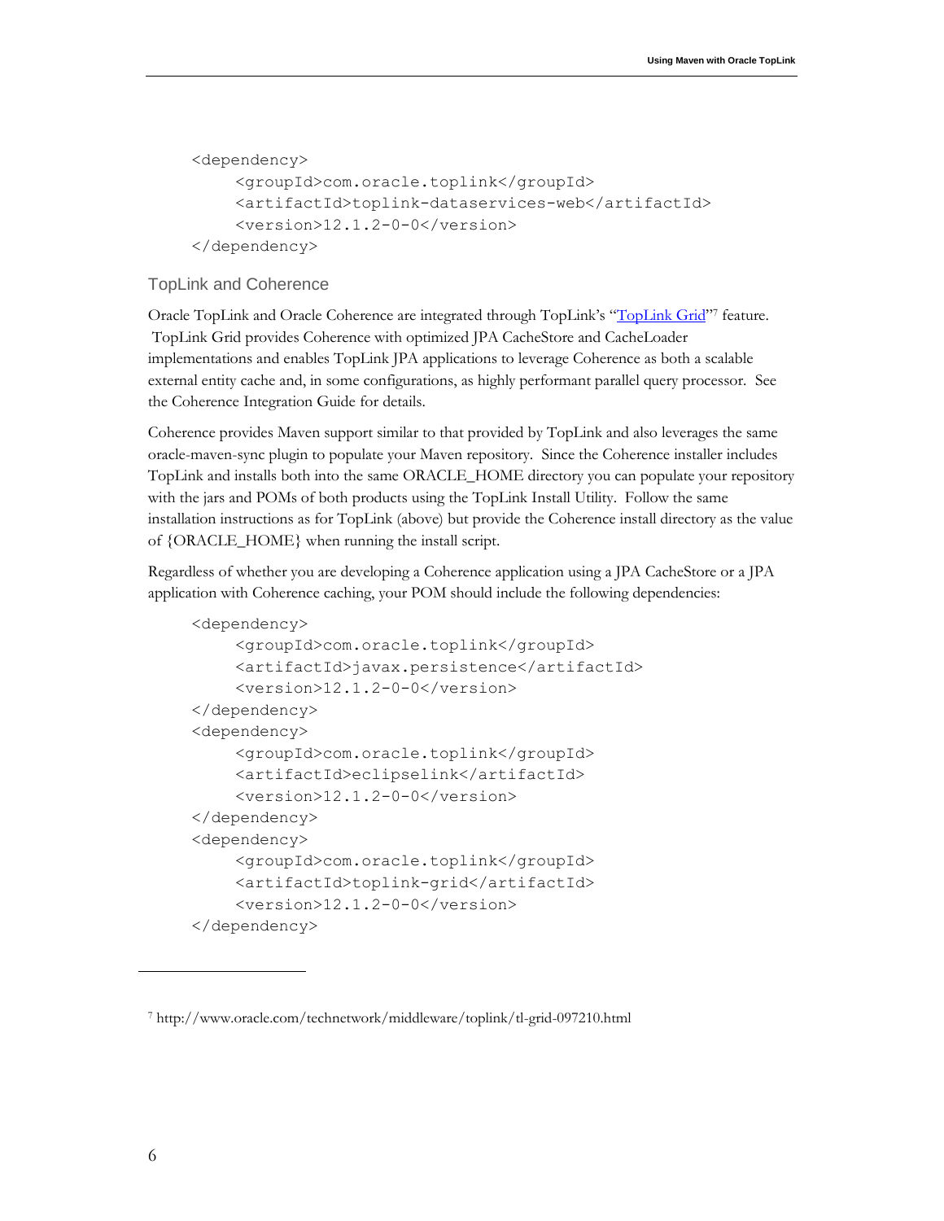```
<dependency>
    <groupId>com.oracle.toplink</groupId>
    <artifactId>toplink-dataservices-web</artifactId>
    <version>12.1.2-0-0</version>
</dependency>
```

### TopLink and Coherence

Oracle TopLink and Oracle Coherence are integrated through TopLink's "[TopLink Grid](http://www.oracle.com/technetwork/middleware/toplink/tl-grid-097210.html)"[7] feature. TopLink Grid provides Coherence with optimized JPA CacheStore and CacheLoader implementations and enables TopLink JPA applications to leverage Coherence as both a scalable external entity cache and, in some configurations, as highly performant parallel query processor. See the Coherence Integration Guide for details.

Coherence provides Maven support similar to that provided by TopLink and also leverages the same oracle-maven-sync plugin to populate your Maven repository. Since the Coherence installer includes TopLink and installs both into the same ORACLE_HOME directory you can populate your repository with the jars and POMs of both products using the TopLink Install Utility. Follow the same installation instructions as for TopLink (above) but provide the Coherence install directory as the value of {ORACLE_HOME} when running the install script.

Regardless of whether you are developing a Coherence application using a JPA CacheStore or a JPA application with Coherence caching, your POM should include the following dependencies:

```
<dependency>
    <groupId>com.oracle.toplink</groupId>
    <artifactId>javax.persistence</artifactId>
    <version>12.1.2-0-0</version>
</dependency>
<dependency>
    <groupId>com.oracle.toplink</groupId>
    <artifactId>eclipselink</artifactId>
    <version>12.1.2-0-0</version>
</dependency>
<dependency>
    <groupId>com.oracle.toplink</groupId>
    <artifactId>toplink-grid</artifactId>
    <version>12.1.2-0-0</version>
</dependency>
```

---

[7] http://www.oracle.com/technetwork/middleware/toplink/tl-grid-097210.html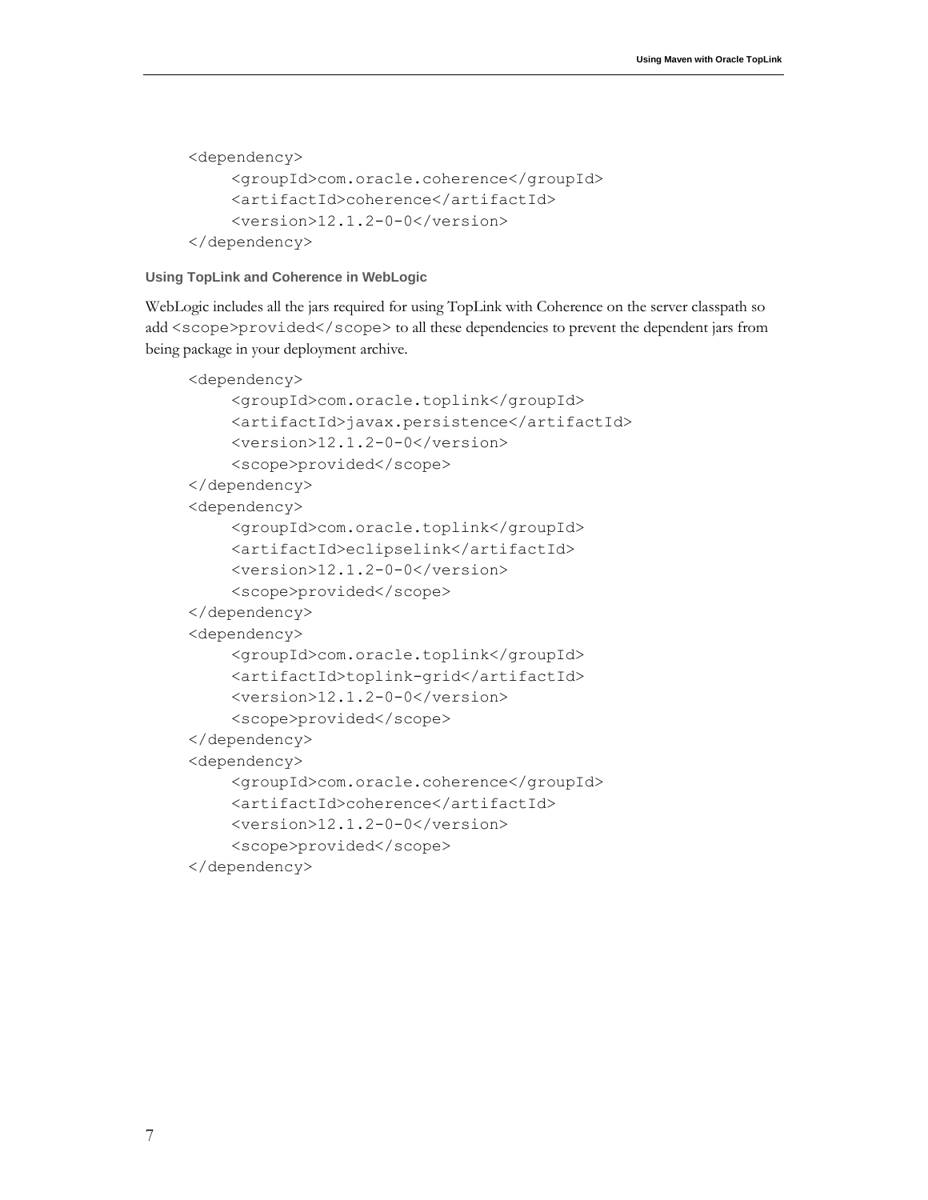```xml
<dependency>
    <groupId>com.oracle.coherence</groupId>
    <artifactId>coherence</artifactId>
    <version>12.1.2-0-0</version>
</dependency>
```

### Using TopLink and Coherence in WebLogic

WebLogic includes all the jars required for using TopLink with Coherence on the server classpath so add `<scope>provided</scope>` to all these dependencies to prevent the dependent jars from being package in your deployment archive.

```xml
<dependency>
    <groupId>com.oracle.toplink</groupId>
    <artifactId>javax.persistence</artifactId>
    <version>12.1.2-0-0</version>
    <scope>provided</scope>
</dependency>
<dependency>
    <groupId>com.oracle.toplink</groupId>
    <artifactId>eclipselink</artifactId>
    <version>12.1.2-0-0</version>
    <scope>provided</scope>
</dependency>
<dependency>
    <groupId>com.oracle.toplink</groupId>
    <artifactId>toplink-grid</artifactId>
    <version>12.1.2-0-0</version>
    <scope>provided</scope>
</dependency>
<dependency>
    <groupId>com.oracle.coherence</groupId>
    <artifactId>coherence</artifactId>
    <version>12.1.2-0-0</version>
    <scope>provided</scope>
</dependency>
```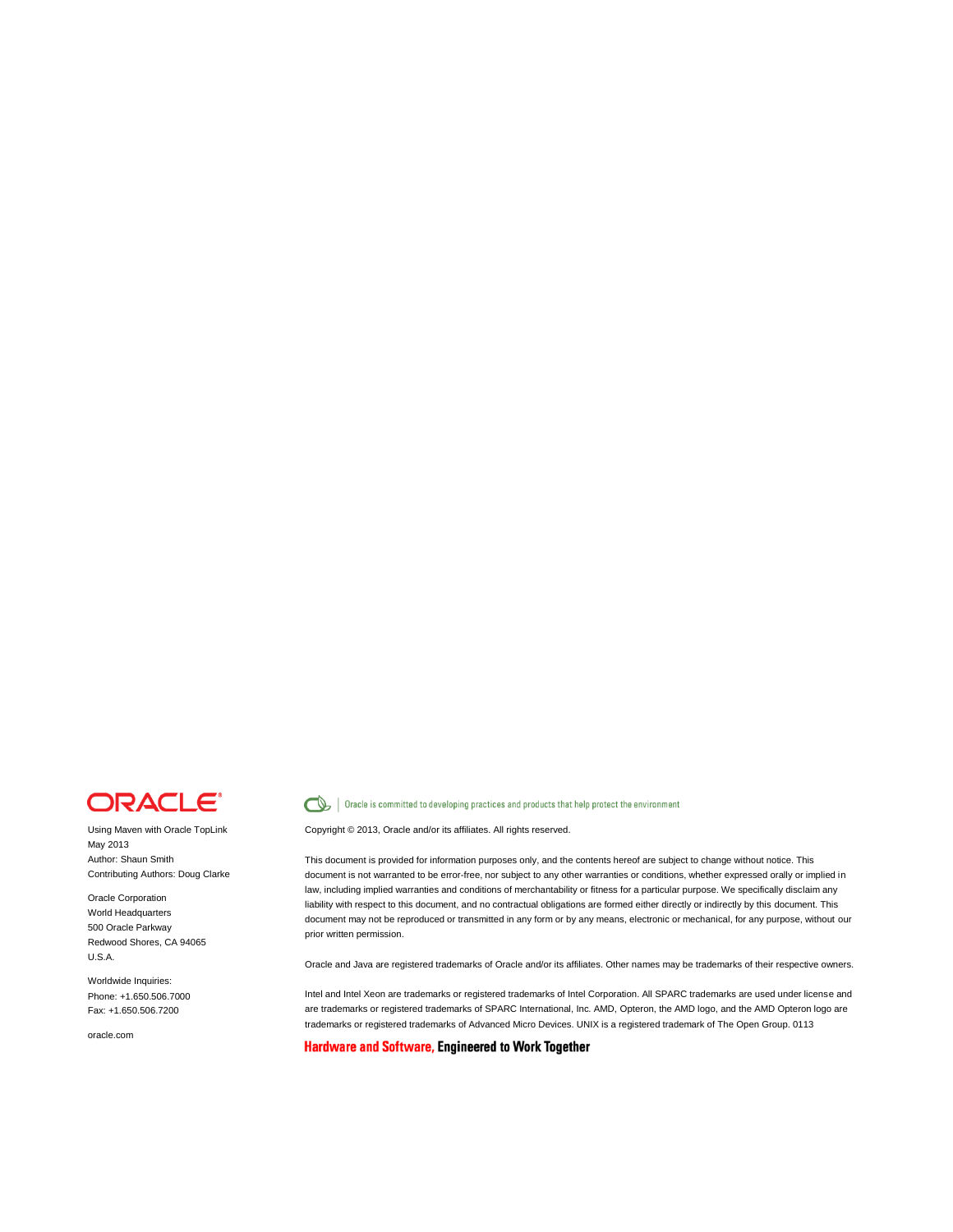ORACLE

Using Maven with Oracle TopLink
May 2013
Author: Shaun Smith
Contributing Authors: Doug Clarke

Oracle Corporation
World Headquarters
500 Oracle Parkway
Redwood Shores, CA 94065
U.S.A.

Worldwide Inquiries:
Phone: +1.650.506.7000
Fax: +1.650.506.7200

oracle.com

Oracle is committed to developing practices and products that help protect the environment

Copyright © 2013, Oracle and/or its affiliates. All rights reserved.

This document is provided for information purposes only, and the contents hereof are subject to change without notice. This document is not warranted to be error-free, nor subject to any other warranties or conditions, whether expressed orally or implied in law, including implied warranties and conditions of merchantability or fitness for a particular purpose. We specifically disclaim any liability with respect to this document, and no contractual obligations are formed either directly or indirectly by this document. This document may not be reproduced or transmitted in any form or by any means, electronic or mechanical, for any purpose, without our prior written permission.

Oracle and Java are registered trademarks of Oracle and/or its affiliates. Other names may be trademarks of their respective owners.

Intel and Intel Xeon are trademarks or registered trademarks of Intel Corporation. All SPARC trademarks are used under license and are trademarks or registered trademarks of SPARC International, Inc. AMD, Opteron, the AMD logo, and the AMD Opteron logo are trademarks or registered trademarks of Advanced Micro Devices. UNIX is a registered trademark of The Open Group. 0113

**Hardware and Software, Engineered to Work Together**